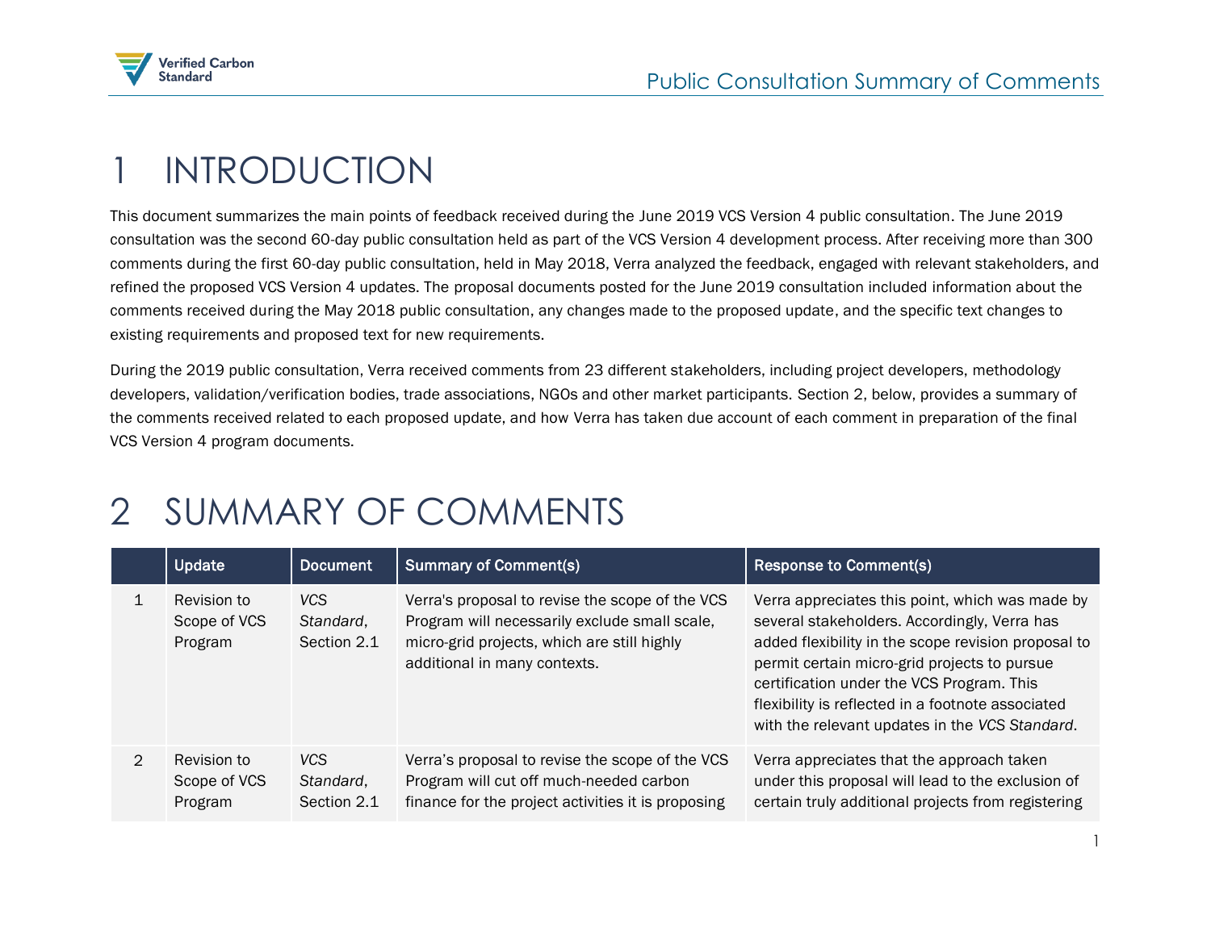# 1 INTRODUCTION

This document summarizes the main points of feedback received during the June 2019 VCS Version 4 public consultation. The June 2019 consultation was the second 60-day public consultation held as part of the VCS Version 4 development process. After receiving more than 300 comments during the first 60-day public consultation, held in May 2018, Verra analyzed the feedback, engaged with relevant stakeholders, and refined the proposed VCS Version 4 updates. The proposal documents posted for the June 2019 consultation included information about the comments received during the May 2018 public consultation, any changes made to the proposed update, and the specific text changes to existing requirements and proposed text for new requirements.

During the 2019 public consultation, Verra received comments from 23 different stakeholders, including project developers, methodology developers, validation/verification bodies, trade associations, NGOs and other market participants. Section 2, below, provides a summary of the comments received related to each proposed update, and how Verra has taken due account of each comment in preparation of the final VCS Version 4 program documents.

# 2 SUMMARY OF COMMENTS

| | Update | Document | Summary of Comment(s) | Response to Comment(s) |
|---|---|---|---|---|
| 1 | Revision to Scope of VCS Program | *VCS Standard*, Section 2.1 | Verra's proposal to revise the scope of the VCS Program will necessarily exclude small scale, micro-grid projects, which are still highly additional in many contexts. | Verra appreciates this point, which was made by several stakeholders. Accordingly, Verra has added flexibility in the scope revision proposal to permit certain micro-grid projects to pursue certification under the VCS Program. This flexibility is reflected in a footnote associated with the relevant updates in the *VCS Standard*. |
| 2 | Revision to Scope of VCS Program | *VCS Standard*, Section 2.1 | Verra's proposal to revise the scope of the VCS Program will cut off much-needed carbon finance for the project activities it is proposing | Verra appreciates that the approach taken under this proposal will lead to the exclusion of certain truly additional projects from registering |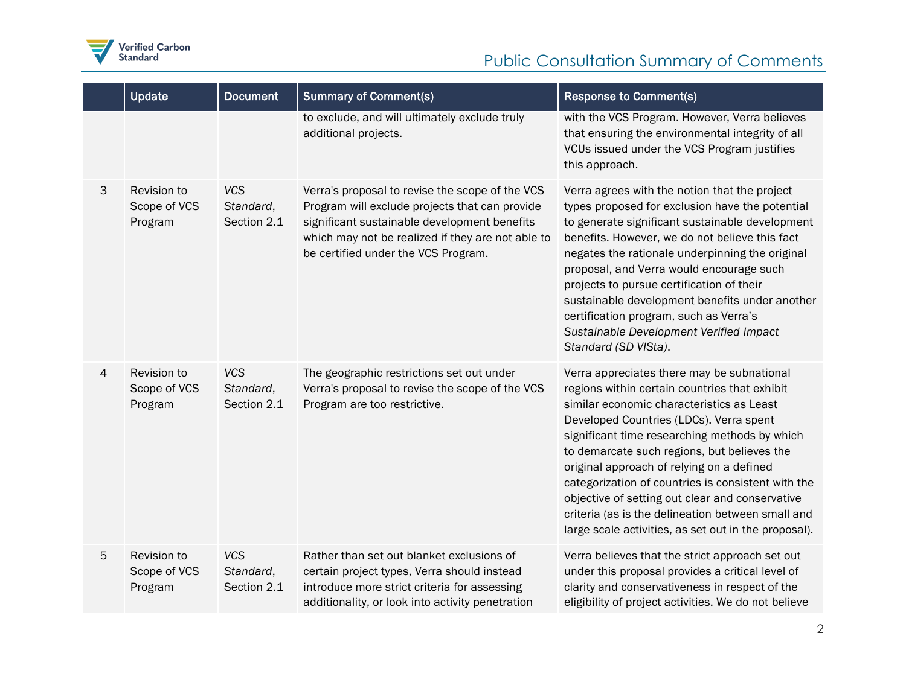| | Update | Document | Summary of Comment(s) | Response to Comment(s) |
|---|---|---|---|---|
| | | | to exclude, and will ultimately exclude truly additional projects. | with the VCS Program. However, Verra believes that ensuring the environmental integrity of all VCUs issued under the VCS Program justifies this approach. |
| 3 | Revision to Scope of VCS Program | *VCS Standard*, Section 2.1 | Verra's proposal to revise the scope of the VCS Program will exclude projects that can provide significant sustainable development benefits which may not be realized if they are not able to be certified under the VCS Program. | Verra agrees with the notion that the project types proposed for exclusion have the potential to generate significant sustainable development benefits. However, we do not believe this fact negates the rationale underpinning the original proposal, and Verra would encourage such projects to pursue certification of their sustainable development benefits under another certification program, such as Verra's *Sustainable Development Verified Impact Standard (SD VISta)*. |
| 4 | Revision to Scope of VCS Program | *VCS Standard*, Section 2.1 | The geographic restrictions set out under Verra's proposal to revise the scope of the VCS Program are too restrictive. | Verra appreciates there may be subnational regions within certain countries that exhibit similar economic characteristics as Least Developed Countries (LDCs). Verra spent significant time researching methods by which to demarcate such regions, but believes the original approach of relying on a defined categorization of countries is consistent with the objective of setting out clear and conservative criteria (as is the delineation between small and large scale activities, as set out in the proposal). |
| 5 | Revision to Scope of VCS Program | *VCS Standard*, Section 2.1 | Rather than set out blanket exclusions of certain project types, Verra should instead introduce more strict criteria for assessing additionality, or look into activity penetration | Verra believes that the strict approach set out under this proposal provides a critical level of clarity and conservativeness in respect of the eligibility of project activities. We do not believe |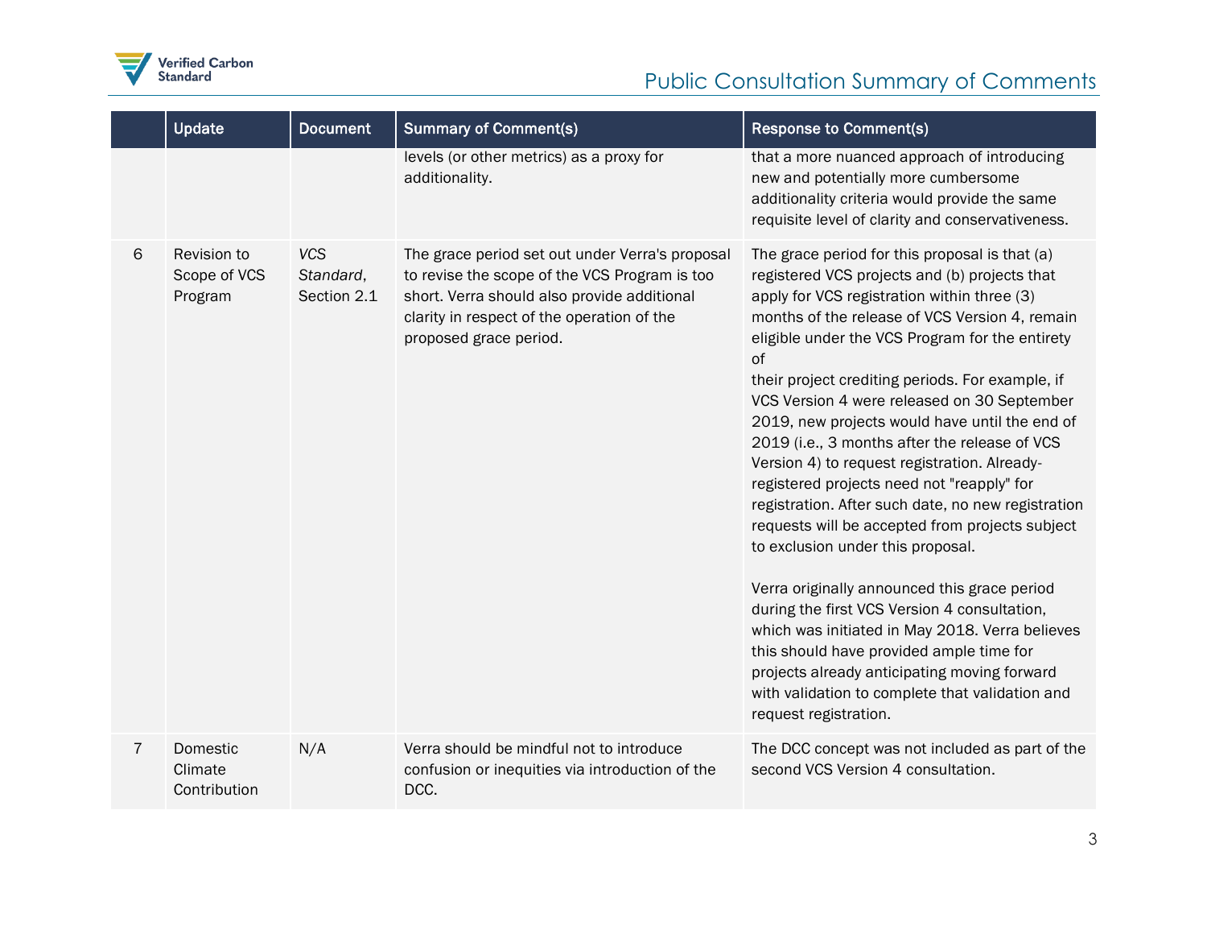|  | Update | Document | Summary of Comment(s) | Response to Comment(s) |
|---|---|---|---|---|
|  |  |  | levels (or other metrics) as a proxy for additionality. | that a more nuanced approach of introducing new and potentially more cumbersome additionality criteria would provide the same requisite level of clarity and conservativeness. |
| 6 | Revision to Scope of VCS Program | *VCS Standard*, Section 2.1 | The grace period set out under Verra's proposal to revise the scope of the VCS Program is too short. Verra should also provide additional clarity in respect of the operation of the proposed grace period. | The grace period for this proposal is that (a) registered VCS projects and (b) projects that apply for VCS registration within three (3) months of the release of VCS Version 4, remain eligible under the VCS Program for the entirety of their project crediting periods. For example, if VCS Version 4 were released on 30 September 2019, new projects would have until the end of 2019 (i.e., 3 months after the release of VCS Version 4) to request registration. Already-registered projects need not "reapply" for registration. After such date, no new registration requests will be accepted from projects subject to exclusion under this proposal.<br><br>Verra originally announced this grace period during the first VCS Version 4 consultation, which was initiated in May 2018. Verra believes this should have provided ample time for projects already anticipating moving forward with validation to complete that validation and request registration. |
| 7 | Domestic Climate Contribution | N/A | Verra should be mindful not to introduce confusion or inequities via introduction of the DCC. | The DCC concept was not included as part of the second VCS Version 4 consultation. |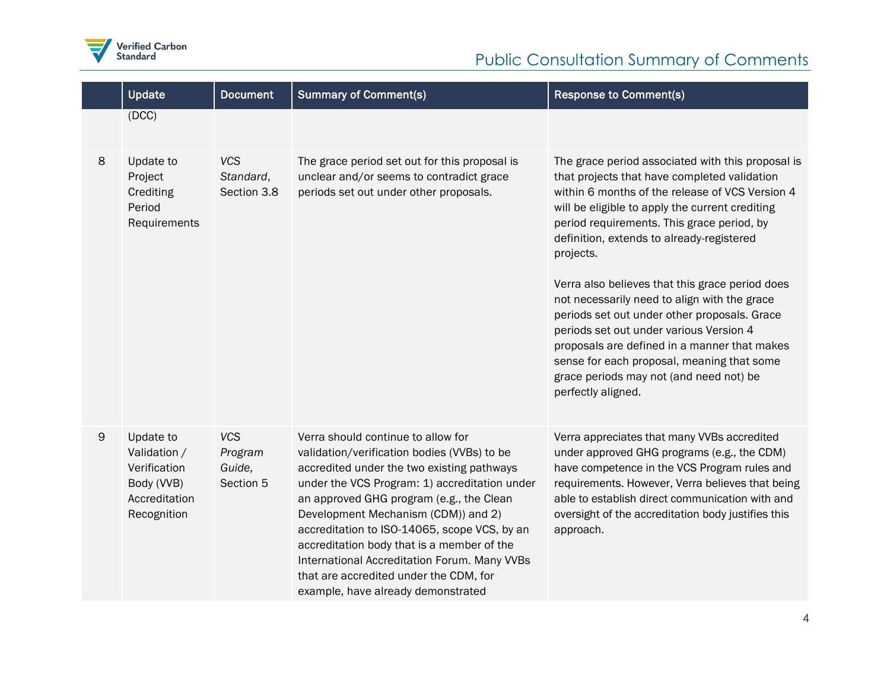| | Update | Document | Summary of Comment(s) | Response to Comment(s) |
|---|---|---|---|---|
| | (DCC) | | | |
| 8 | Update to Project Crediting Period Requirements | *VCS Standard*, Section 3.8 | The grace period set out for this proposal is unclear and/or seems to contradict grace periods set out under other proposals. | The grace period associated with this proposal is that projects that have completed validation within 6 months of the release of VCS Version 4 will be eligible to apply the current crediting period requirements. This grace period, by definition, extends to already-registered projects.<br><br>Verra also believes that this grace period does not necessarily need to align with the grace periods set out under other proposals. Grace periods set out under various Version 4 proposals are defined in a manner that makes sense for each proposal, meaning that some grace periods may not (and need not) be perfectly aligned. |
| 9 | Update to Validation / Verification Body (VVB) Accreditation Recognition | *VCS Program Guide,* Section 5 | Verra should continue to allow for validation/verification bodies (VVBs) to be accredited under the two existing pathways under the VCS Program: 1) accreditation under an approved GHG program (e.g., the Clean Development Mechanism (CDM)) and 2) accreditation to ISO-14065, scope VCS, by an accreditation body that is a member of the International Accreditation Forum. Many VVBs that are accredited under the CDM, for example, have already demonstrated | Verra appreciates that many VVBs accredited under approved GHG programs (e.g., the CDM) have competence in the VCS Program rules and requirements. However, Verra believes that being able to establish direct communication with and oversight of the accreditation body justifies this approach. |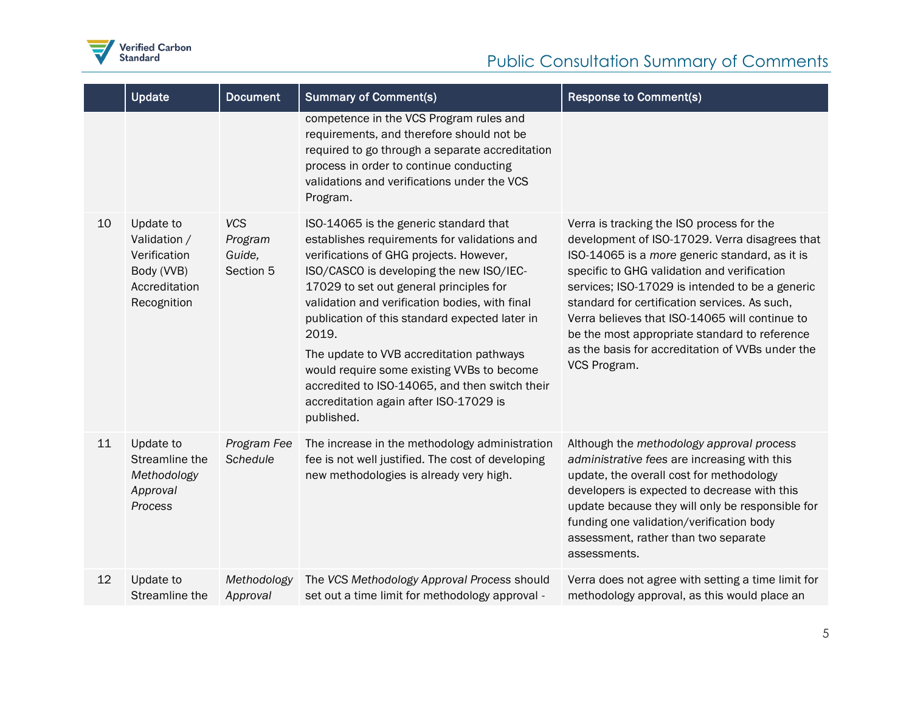|  | Update | Document | Summary of Comment(s) | Response to Comment(s) |
|---|---|---|---|---|
|  |  |  | competence in the VCS Program rules and requirements, and therefore should not be required to go through a separate accreditation process in order to continue conducting validations and verifications under the VCS Program. |  |
| 10 | Update to Validation / Verification Body (VVB) Accreditation Recognition | *VCS Program Guide,* Section 5 | ISO-14065 is the generic standard that establishes requirements for validations and verifications of GHG projects. However, ISO/CASCO is developing the new ISO/IEC-17029 to set out general principles for validation and verification bodies, with final publication of this standard expected later in 2019. The update to VVB accreditation pathways would require some existing VVBs to become accredited to ISO-14065, and then switch their accreditation again after ISO-17029 is published. | Verra is tracking the ISO process for the development of ISO-17029. Verra disagrees that ISO-14065 is a *more* generic standard, as it is specific to GHG validation and verification services; ISO-17029 is intended to be a generic standard for certification services. As such, Verra believes that ISO-14065 will continue to be the most appropriate standard to reference as the basis for accreditation of VVBs under the VCS Program. |
| 11 | Update to Streamline the *Methodology Approval Process* | *Program Fee Schedule* | The increase in the methodology administration fee is not well justified. The cost of developing new methodologies is already very high. | Although the *methodology approval process administrative fees* are increasing with this update, the overall cost for methodology developers is expected to decrease with this update because they will only be responsible for funding one validation/verification body assessment, rather than two separate assessments. |
| 12 | Update to Streamline the | *Methodology Approval* | The *VCS Methodology Approval Process* should set out a time limit for methodology approval - | Verra does not agree with setting a time limit for methodology approval, as this would place an |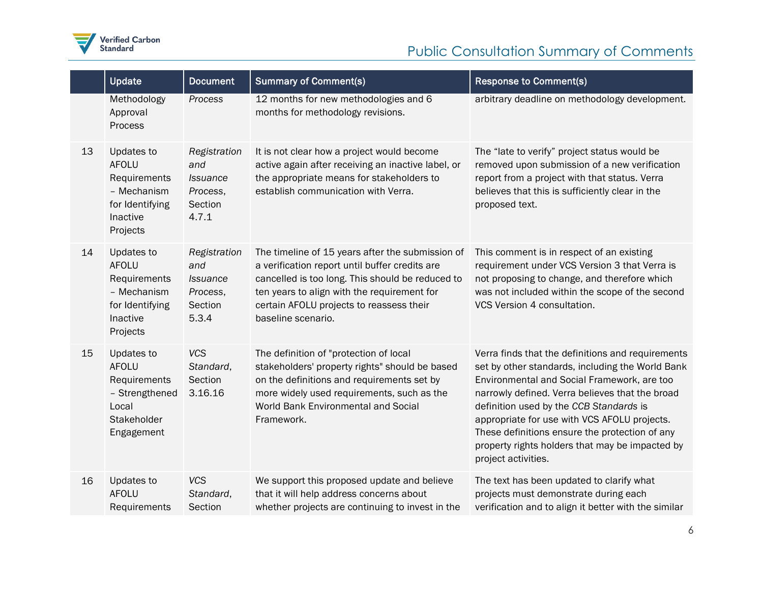| | Update | Document | Summary of Comment(s) | Response to Comment(s) |
|---|---|---|---|---|
| | Methodology Approval Process | *Process* | 12 months for new methodologies and 6 months for methodology revisions. | arbitrary deadline on methodology development. |
| 13 | Updates to AFOLU Requirements – Mechanism for Identifying Inactive Projects | *Registration and Issuance Process*, Section 4.7.1 | It is not clear how a project would become active again after receiving an inactive label, or the appropriate means for stakeholders to establish communication with Verra. | The "late to verify" project status would be removed upon submission of a new verification report from a project with that status. Verra believes that this is sufficiently clear in the proposed text. |
| 14 | Updates to AFOLU Requirements – Mechanism for Identifying Inactive Projects | *Registration and Issuance Process*, Section 5.3.4 | The timeline of 15 years after the submission of a verification report until buffer credits are cancelled is too long. This should be reduced to ten years to align with the requirement for certain AFOLU projects to reassess their baseline scenario. | This comment is in respect of an existing requirement under VCS Version 3 that Verra is not proposing to change, and therefore which was not included within the scope of the second VCS Version 4 consultation. |
| 15 | Updates to AFOLU Requirements – Strengthened Local Stakeholder Engagement | *VCS Standard*, Section 3.16.16 | The definition of "protection of local stakeholders' property rights" should be based on the definitions and requirements set by more widely used requirements, such as the World Bank Environmental and Social Framework. | Verra finds that the definitions and requirements set by other standards, including the World Bank Environmental and Social Framework, are too narrowly defined. Verra believes that the broad definition used by the *CCB Standards* is appropriate for use with VCS AFOLU projects. These definitions ensure the protection of any property rights holders that may be impacted by project activities. |
| 16 | Updates to AFOLU Requirements | *VCS Standard*, Section | We support this proposed update and believe that it will help address concerns about whether projects are continuing to invest in the | The text has been updated to clarify what projects must demonstrate during each verification and to align it better with the similar |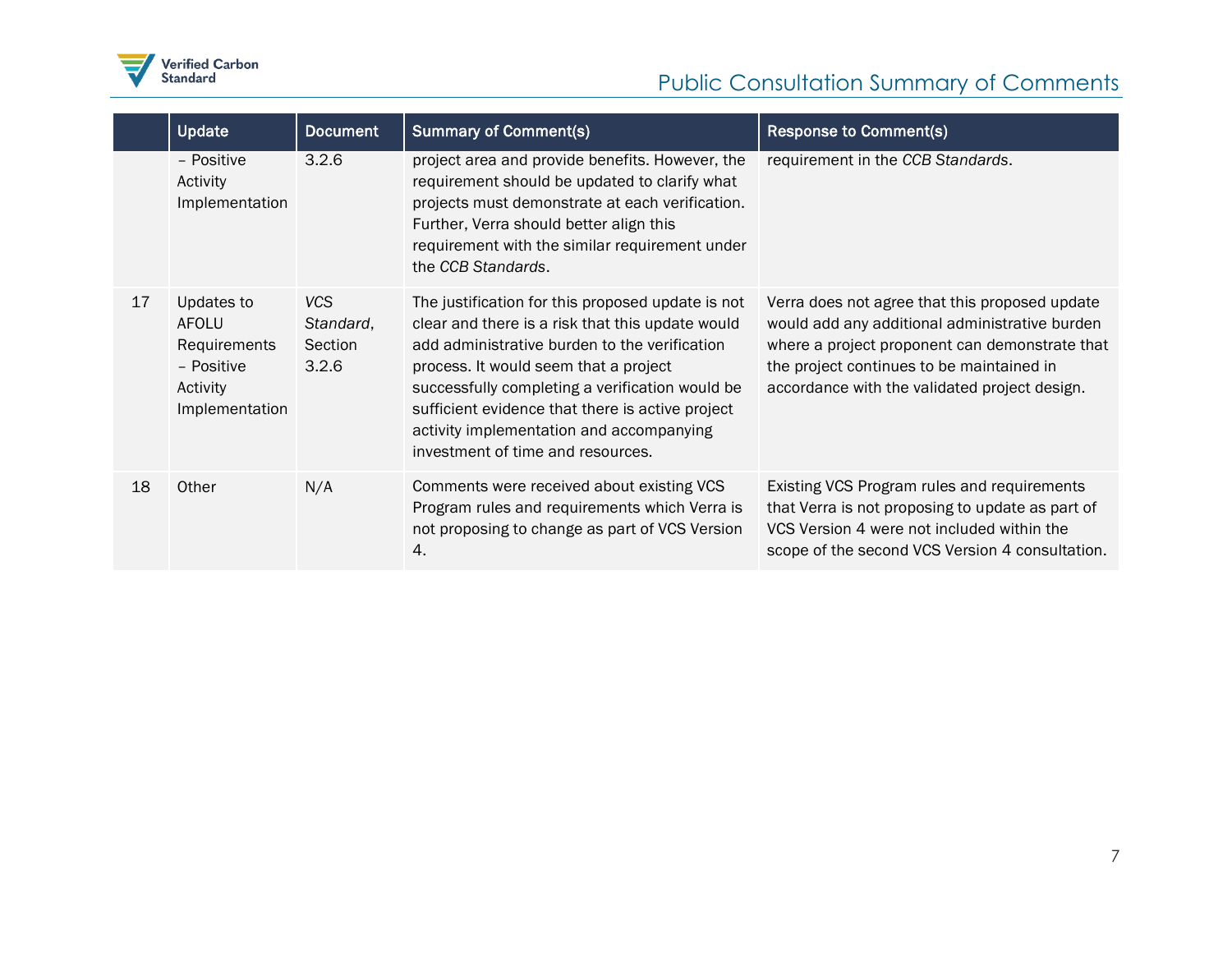| | Update | Document | Summary of Comment(s) | Response to Comment(s) |
|---|---|---|---|---|
| | – Positive Activity Implementation | 3.2.6 | project area and provide benefits. However, the requirement should be updated to clarify what projects must demonstrate at each verification. Further, Verra should better align this requirement with the similar requirement under the *CCB Standards*. | requirement in the *CCB Standards*. |
| 17 | Updates to AFOLU Requirements – Positive Activity Implementation | *VCS Standard*, Section 3.2.6 | The justification for this proposed update is not clear and there is a risk that this update would add administrative burden to the verification process. It would seem that a project successfully completing a verification would be sufficient evidence that there is active project activity implementation and accompanying investment of time and resources. | Verra does not agree that this proposed update would add any additional administrative burden where a project proponent can demonstrate that the project continues to be maintained in accordance with the validated project design. |
| 18 | Other | N/A | Comments were received about existing VCS Program rules and requirements which Verra is not proposing to change as part of VCS Version 4. | Existing VCS Program rules and requirements that Verra is not proposing to update as part of VCS Version 4 were not included within the scope of the second VCS Version 4 consultation. |